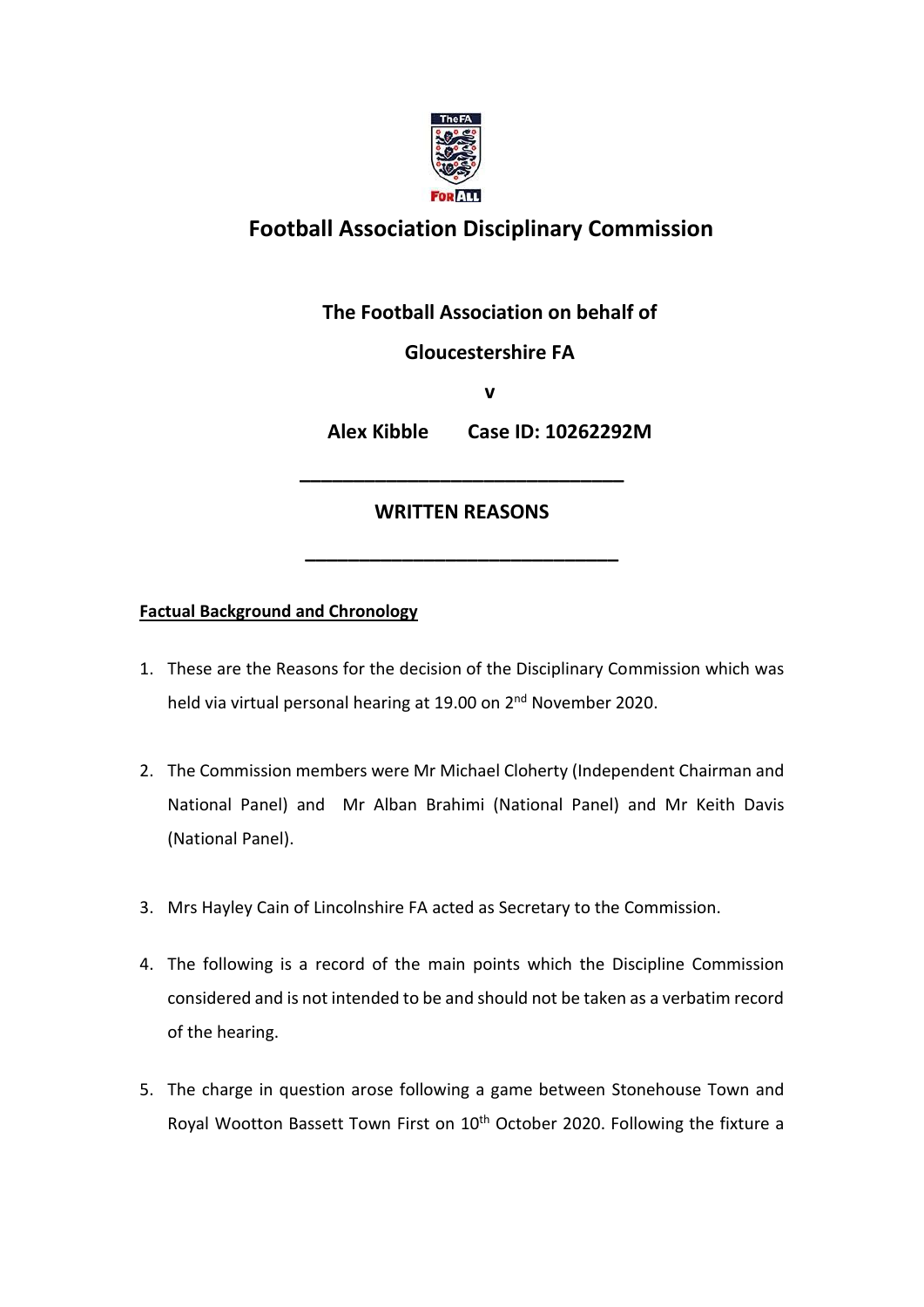# Football Association Disciplinary Commission

**The Football Association on behalf of**

**Gloucestershire FA**

**v**

**Alex Kibble Case ID: 10262292M**

---

**WRITTEN REASONS**

---

**Factual Background and Chronology**

1. These are the Reasons for the decision of the Disciplinary Commission which was held via virtual personal hearing at 19.00 on 2nd November 2020.

2. The Commission members were Mr Michael Cloherty (Independent Chairman and National Panel) and Mr Alban Brahimi (National Panel) and Mr Keith Davis (National Panel).

3. Mrs Hayley Cain of Lincolnshire FA acted as Secretary to the Commission.

4. The following is a record of the main points which the Discipline Commission considered and is not intended to be and should not be taken as a verbatim record of the hearing.

5. The charge in question arose following a game between Stonehouse Town and Royal Wootton Bassett Town First on 10th October 2020. Following the fixture a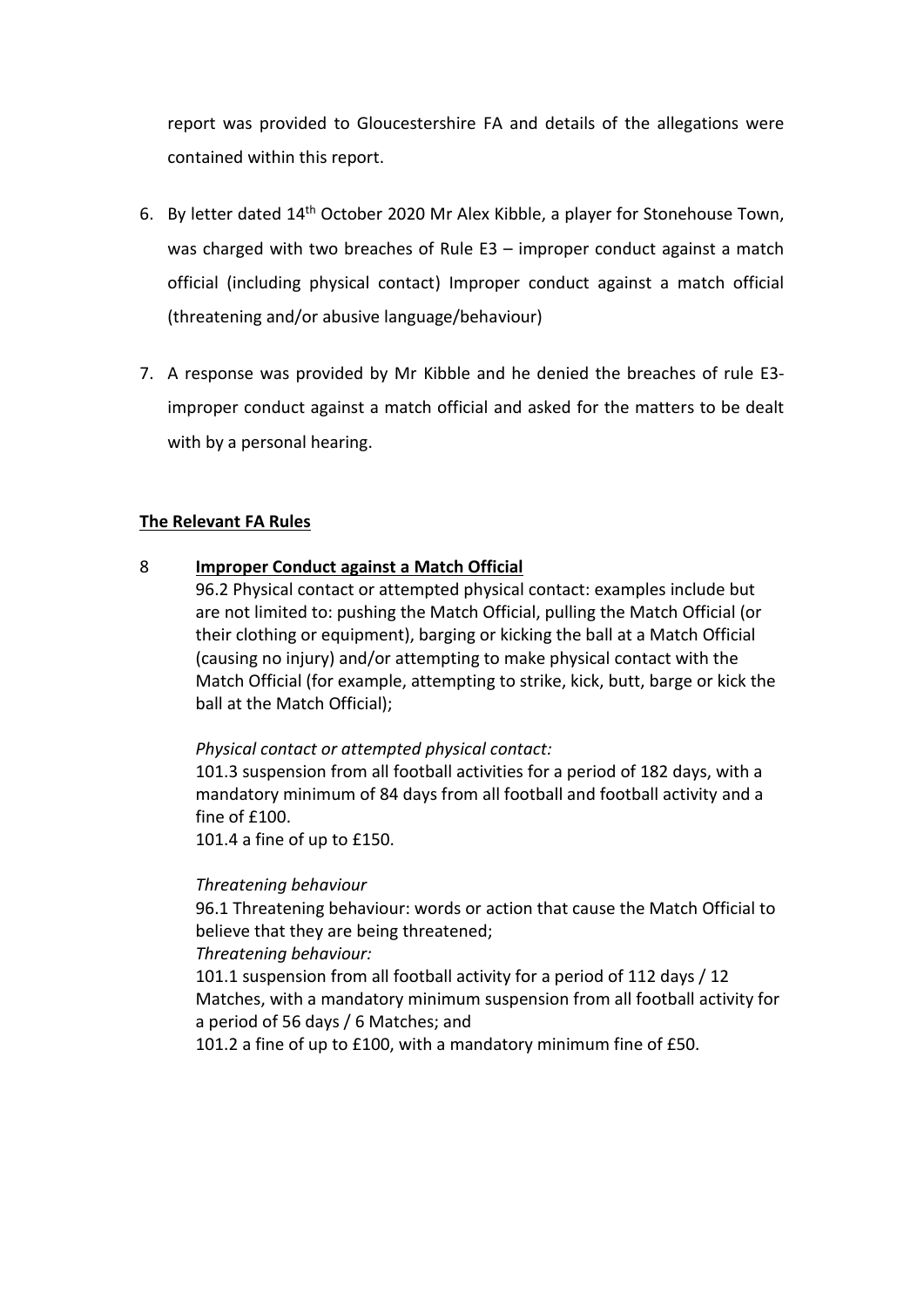report was provided to Gloucestershire FA and details of the allegations were contained within this report.

6. By letter dated 14th October 2020 Mr Alex Kibble, a player for Stonehouse Town, was charged with two breaches of Rule E3 – improper conduct against a match official (including physical contact) Improper conduct against a match official (threatening and/or abusive language/behaviour)

7. A response was provided by Mr Kibble and he denied the breaches of rule E3- improper conduct against a match official and asked for the matters to be dealt with by a personal hearing.

**The Relevant FA Rules**

8 **Improper Conduct against a Match Official**

96.2 Physical contact or attempted physical contact: examples include but are not limited to: pushing the Match Official, pulling the Match Official (or their clothing or equipment), barging or kicking the ball at a Match Official (causing no injury) and/or attempting to make physical contact with the Match Official (for example, attempting to strike, kick, butt, barge or kick the ball at the Match Official);

*Physical contact or attempted physical contact:*

101.3 suspension from all football activities for a period of 182 days, with a mandatory minimum of 84 days from all football and football activity and a fine of £100.

101.4 a fine of up to £150.

*Threatening behaviour*

96.1 Threatening behaviour: words or action that cause the Match Official to believe that they are being threatened;

*Threatening behaviour:*

101.1 suspension from all football activity for a period of 112 days / 12 Matches, with a mandatory minimum suspension from all football activity for a period of 56 days / 6 Matches; and

101.2 a fine of up to £100, with a mandatory minimum fine of £50.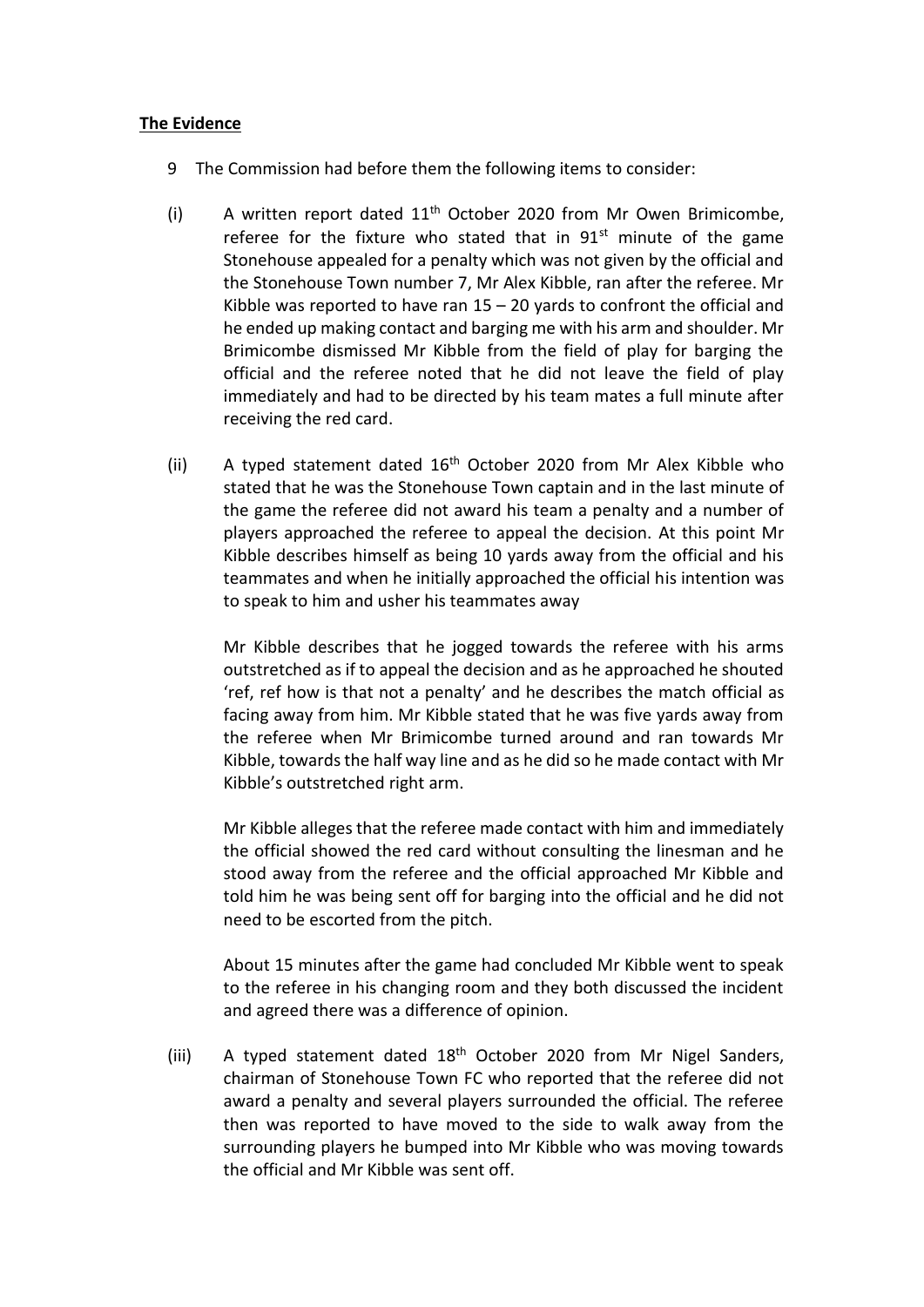## The Evidence

9 The Commission had before them the following items to consider:

(i) A written report dated 11th October 2020 from Mr Owen Brimicombe, referee for the fixture who stated that in 91st minute of the game Stonehouse appealed for a penalty which was not given by the official and the Stonehouse Town number 7, Mr Alex Kibble, ran after the referee. Mr Kibble was reported to have ran 15 – 20 yards to confront the official and he ended up making contact and barging me with his arm and shoulder. Mr Brimicombe dismissed Mr Kibble from the field of play for barging the official and the referee noted that he did not leave the field of play immediately and had to be directed by his team mates a full minute after receiving the red card.

(ii) A typed statement dated 16th October 2020 from Mr Alex Kibble who stated that he was the Stonehouse Town captain and in the last minute of the game the referee did not award his team a penalty and a number of players approached the referee to appeal the decision. At this point Mr Kibble describes himself as being 10 yards away from the official and his teammates and when he initially approached the official his intention was to speak to him and usher his teammates away

Mr Kibble describes that he jogged towards the referee with his arms outstretched as if to appeal the decision and as he approached he shouted 'ref, ref how is that not a penalty' and he describes the match official as facing away from him. Mr Kibble stated that he was five yards away from the referee when Mr Brimicombe turned around and ran towards Mr Kibble, towards the half way line and as he did so he made contact with Mr Kibble's outstretched right arm.

Mr Kibble alleges that the referee made contact with him and immediately the official showed the red card without consulting the linesman and he stood away from the referee and the official approached Mr Kibble and told him he was being sent off for barging into the official and he did not need to be escorted from the pitch.

About 15 minutes after the game had concluded Mr Kibble went to speak to the referee in his changing room and they both discussed the incident and agreed there was a difference of opinion.

(iii) A typed statement dated 18th October 2020 from Mr Nigel Sanders, chairman of Stonehouse Town FC who reported that the referee did not award a penalty and several players surrounded the official. The referee then was reported to have moved to the side to walk away from the surrounding players he bumped into Mr Kibble who was moving towards the official and Mr Kibble was sent off.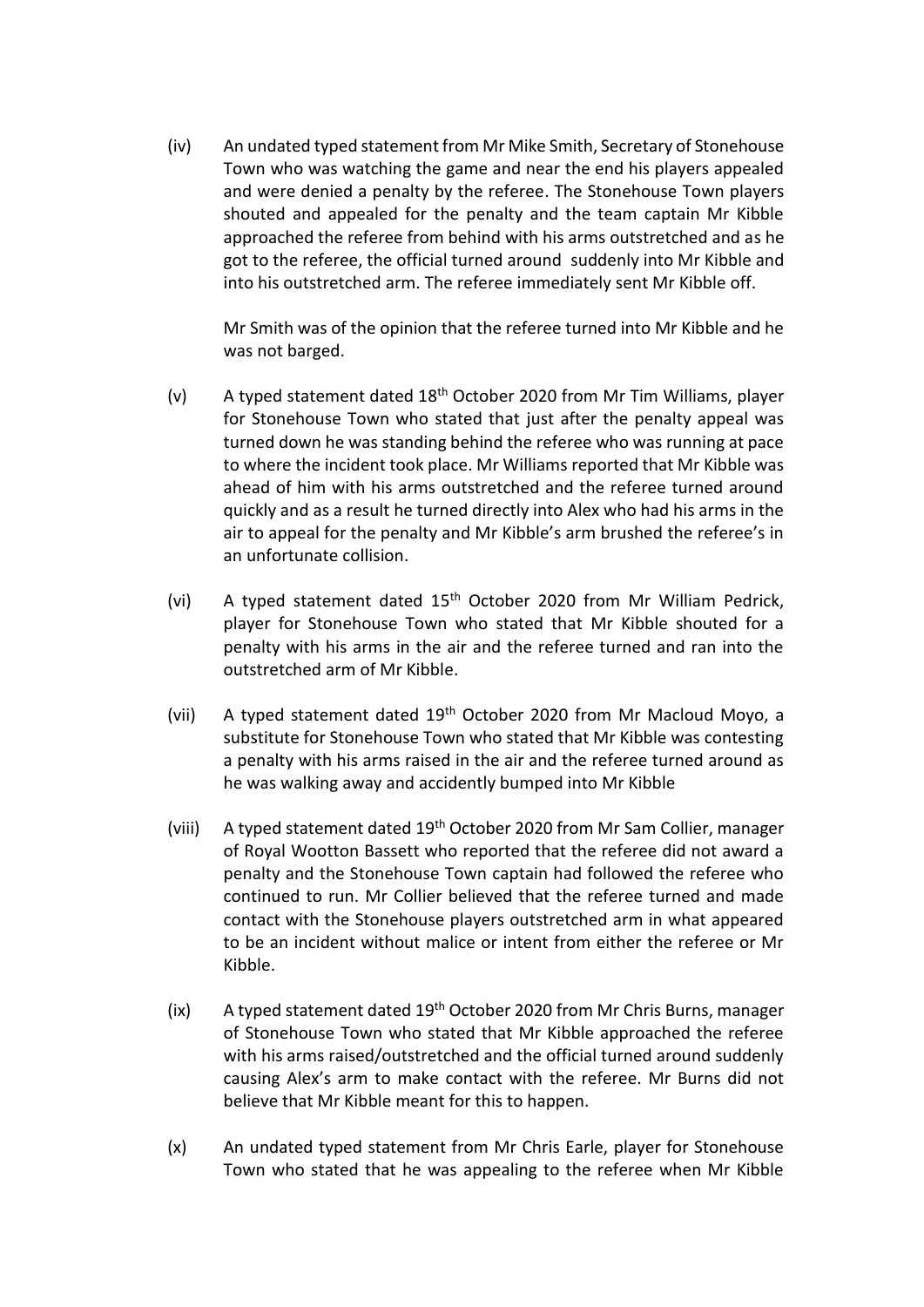(iv) An undated typed statement from Mr Mike Smith, Secretary of Stonehouse Town who was watching the game and near the end his players appealed and were denied a penalty by the referee. The Stonehouse Town players shouted and appealed for the penalty and the team captain Mr Kibble approached the referee from behind with his arms outstretched and as he got to the referee, the official turned around suddenly into Mr Kibble and into his outstretched arm. The referee immediately sent Mr Kibble off.

Mr Smith was of the opinion that the referee turned into Mr Kibble and he was not barged.

(v) A typed statement dated 18th October 2020 from Mr Tim Williams, player for Stonehouse Town who stated that just after the penalty appeal was turned down he was standing behind the referee who was running at pace to where the incident took place. Mr Williams reported that Mr Kibble was ahead of him with his arms outstretched and the referee turned around quickly and as a result he turned directly into Alex who had his arms in the air to appeal for the penalty and Mr Kibble's arm brushed the referee's in an unfortunate collision.

(vi) A typed statement dated 15th October 2020 from Mr William Pedrick, player for Stonehouse Town who stated that Mr Kibble shouted for a penalty with his arms in the air and the referee turned and ran into the outstretched arm of Mr Kibble.

(vii) A typed statement dated 19th October 2020 from Mr Macloud Moyo, a substitute for Stonehouse Town who stated that Mr Kibble was contesting a penalty with his arms raised in the air and the referee turned around as he was walking away and accidently bumped into Mr Kibble

(viii) A typed statement dated 19th October 2020 from Mr Sam Collier, manager of Royal Wootton Bassett who reported that the referee did not award a penalty and the Stonehouse Town captain had followed the referee who continued to run. Mr Collier believed that the referee turned and made contact with the Stonehouse players outstretched arm in what appeared to be an incident without malice or intent from either the referee or Mr Kibble.

(ix) A typed statement dated 19th October 2020 from Mr Chris Burns, manager of Stonehouse Town who stated that Mr Kibble approached the referee with his arms raised/outstretched and the official turned around suddenly causing Alex's arm to make contact with the referee. Mr Burns did not believe that Mr Kibble meant for this to happen.

(x) An undated typed statement from Mr Chris Earle, player for Stonehouse Town who stated that he was appealing to the referee when Mr Kibble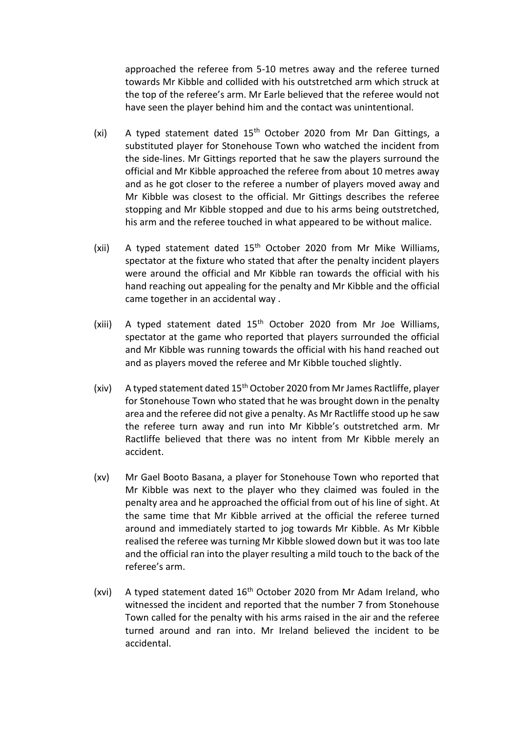approached the referee from 5-10 metres away and the referee turned towards Mr Kibble and collided with his outstretched arm which struck at the top of the referee's arm. Mr Earle believed that the referee would not have seen the player behind him and the contact was unintentional.

(xi) A typed statement dated 15th October 2020 from Mr Dan Gittings, a substituted player for Stonehouse Town who watched the incident from the side-lines. Mr Gittings reported that he saw the players surround the official and Mr Kibble approached the referee from about 10 metres away and as he got closer to the referee a number of players moved away and Mr Kibble was closest to the official. Mr Gittings describes the referee stopping and Mr Kibble stopped and due to his arms being outstretched, his arm and the referee touched in what appeared to be without malice.

(xii) A typed statement dated 15th October 2020 from Mr Mike Williams, spectator at the fixture who stated that after the penalty incident players were around the official and Mr Kibble ran towards the official with his hand reaching out appealing for the penalty and Mr Kibble and the official came together in an accidental way .

(xiii) A typed statement dated 15th October 2020 from Mr Joe Williams, spectator at the game who reported that players surrounded the official and Mr Kibble was running towards the official with his hand reached out and as players moved the referee and Mr Kibble touched slightly.

(xiv) A typed statement dated 15th October 2020 from Mr James Ractliffe, player for Stonehouse Town who stated that he was brought down in the penalty area and the referee did not give a penalty. As Mr Ractliffe stood up he saw the referee turn away and run into Mr Kibble's outstretched arm. Mr Ractliffe believed that there was no intent from Mr Kibble merely an accident.

(xv) Mr Gael Booto Basana, a player for Stonehouse Town who reported that Mr Kibble was next to the player who they claimed was fouled in the penalty area and he approached the official from out of his line of sight. At the same time that Mr Kibble arrived at the official the referee turned around and immediately started to jog towards Mr Kibble. As Mr Kibble realised the referee was turning Mr Kibble slowed down but it was too late and the official ran into the player resulting a mild touch to the back of the referee's arm.

(xvi) A typed statement dated 16th October 2020 from Mr Adam Ireland, who witnessed the incident and reported that the number 7 from Stonehouse Town called for the penalty with his arms raised in the air and the referee turned around and ran into. Mr Ireland believed the incident to be accidental.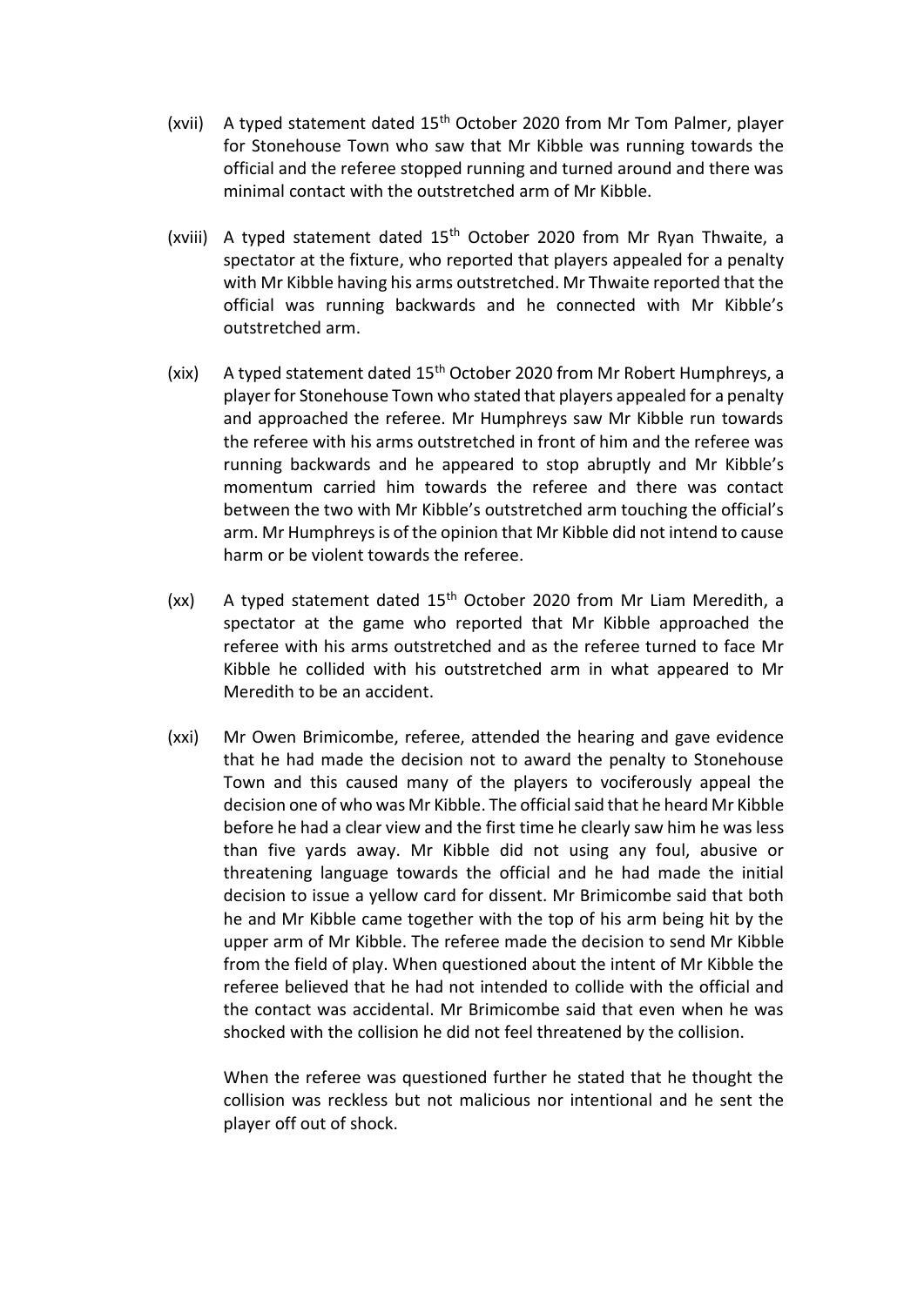(xvii) A typed statement dated 15th October 2020 from Mr Tom Palmer, player for Stonehouse Town who saw that Mr Kibble was running towards the official and the referee stopped running and turned around and there was minimal contact with the outstretched arm of Mr Kibble.

(xviii) A typed statement dated 15th October 2020 from Mr Ryan Thwaite, a spectator at the fixture, who reported that players appealed for a penalty with Mr Kibble having his arms outstretched. Mr Thwaite reported that the official was running backwards and he connected with Mr Kibble's outstretched arm.

(xix) A typed statement dated 15th October 2020 from Mr Robert Humphreys, a player for Stonehouse Town who stated that players appealed for a penalty and approached the referee. Mr Humphreys saw Mr Kibble run towards the referee with his arms outstretched in front of him and the referee was running backwards and he appeared to stop abruptly and Mr Kibble's momentum carried him towards the referee and there was contact between the two with Mr Kibble's outstretched arm touching the official's arm. Mr Humphreys is of the opinion that Mr Kibble did not intend to cause harm or be violent towards the referee.

(xx) A typed statement dated 15th October 2020 from Mr Liam Meredith, a spectator at the game who reported that Mr Kibble approached the referee with his arms outstretched and as the referee turned to face Mr Kibble he collided with his outstretched arm in what appeared to Mr Meredith to be an accident.

(xxi) Mr Owen Brimicombe, referee, attended the hearing and gave evidence that he had made the decision not to award the penalty to Stonehouse Town and this caused many of the players to vociferously appeal the decision one of who was Mr Kibble. The official said that he heard Mr Kibble before he had a clear view and the first time he clearly saw him he was less than five yards away. Mr Kibble did not using any foul, abusive or threatening language towards the official and he had made the initial decision to issue a yellow card for dissent. Mr Brimicombe said that both he and Mr Kibble came together with the top of his arm being hit by the upper arm of Mr Kibble. The referee made the decision to send Mr Kibble from the field of play. When questioned about the intent of Mr Kibble the referee believed that he had not intended to collide with the official and the contact was accidental. Mr Brimicombe said that even when he was shocked with the collision he did not feel threatened by the collision.

When the referee was questioned further he stated that he thought the collision was reckless but not malicious nor intentional and he sent the player off out of shock.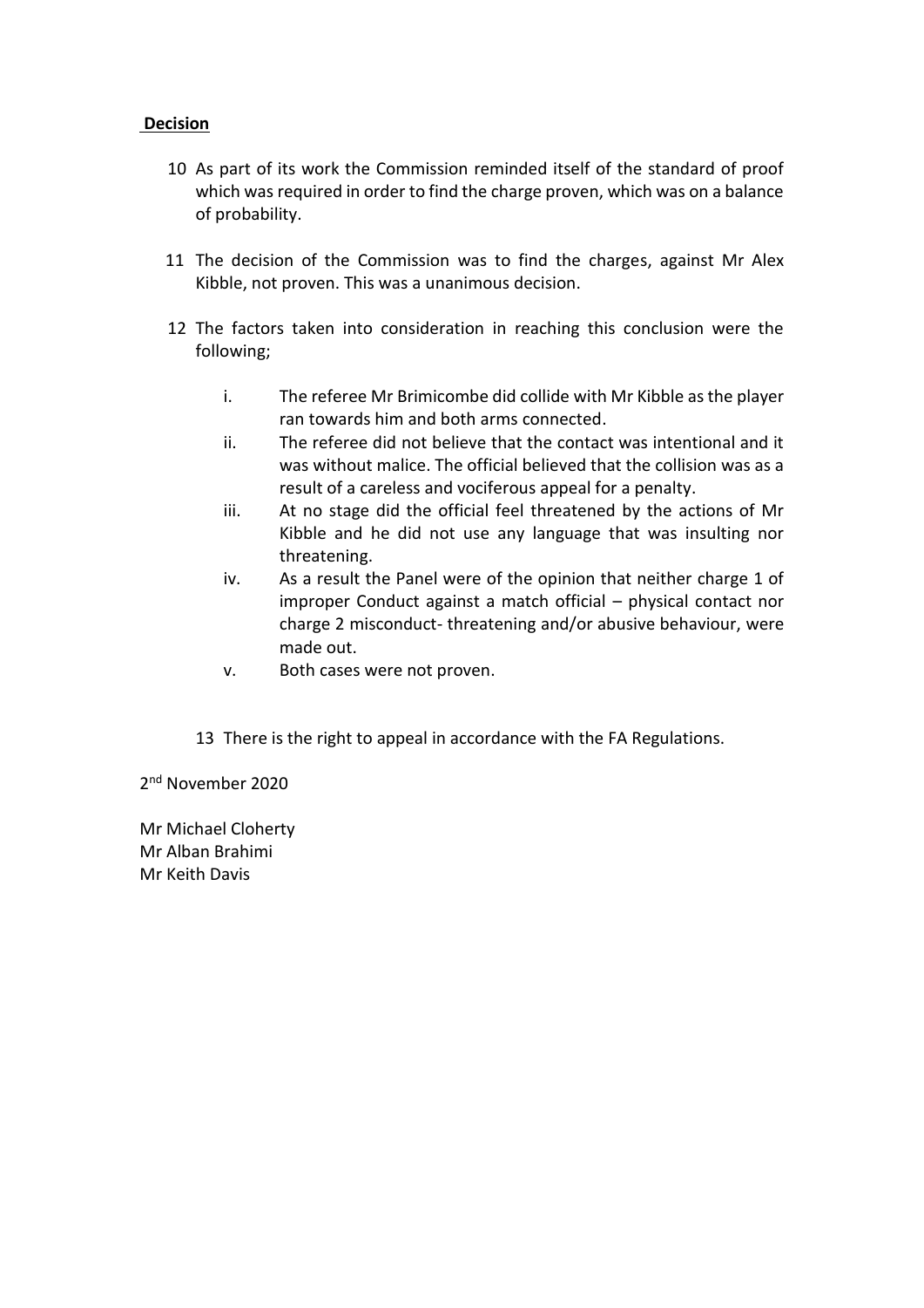**Decision**

10. As part of its work the Commission reminded itself of the standard of proof which was required in order to find the charge proven, which was on a balance of probability.

11. The decision of the Commission was to find the charges, against Mr Alex Kibble, not proven. This was a unanimous decision.

12. The factors taken into consideration in reaching this conclusion were the following;

    i. The referee Mr Brimicombe did collide with Mr Kibble as the player ran towards him and both arms connected.

    ii. The referee did not believe that the contact was intentional and it was without malice. The official believed that the collision was as a result of a careless and vociferous appeal for a penalty.

    iii. At no stage did the official feel threatened by the actions of Mr Kibble and he did not use any language that was insulting nor threatening.

    iv. As a result the Panel were of the opinion that neither charge 1 of improper Conduct against a match official – physical contact nor charge 2 misconduct- threatening and/or abusive behaviour, were made out.

    v. Both cases were not proven.

13. There is the right to appeal in accordance with the FA Regulations.

2nd November 2020

Mr Michael Cloherty
Mr Alban Brahimi
Mr Keith Davis